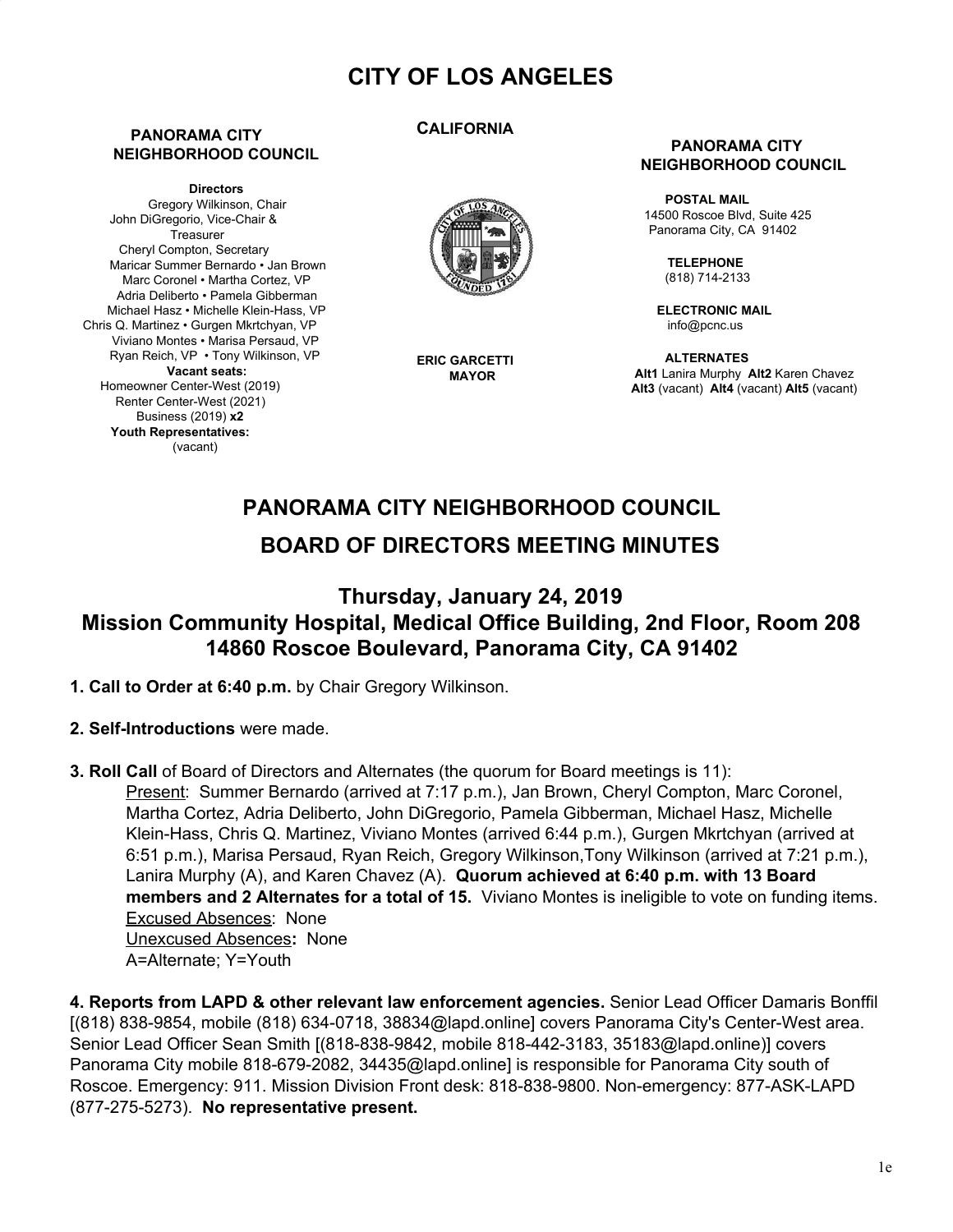# CITY OF LOS ANGELES

**CALIFORNIA**

**PANORAMA CITY NEIGHBORHOOD COUNCIL**

**Directors**
Gregory Wilkinson, Chair
John DiGregorio, Vice-Chair & Treasurer
Cheryl Compton, Secretary
Maricar Summer Bernardo • Jan Brown
Marc Coronel • Martha Cortez, VP
Adria Deliberto • Pamela Gibberman
Michael Hasz • Michelle Klein-Hass, VP
Chris Q. Martinez • Gurgen Mkrtchyan, VP
Viviano Montes • Marisa Persaud, VP
Ryan Reich, VP • Tony Wilkinson, VP
**Vacant seats:**
Homeowner Center-West (2019)
Renter Center-West (2021)
Business (2019) **x2**
**Youth Representatives:**
(vacant)

**ERIC GARCETTI**
**MAYOR**

**PANORAMA CITY NEIGHBORHOOD COUNCIL**

**POSTAL MAIL**
14500 Roscoe Blvd, Suite 425
Panorama City, CA 91402

**TELEPHONE**
(818) 714-2133

**ELECTRONIC MAIL**
info@pcnc.us

**ALTERNATES**
**Alt1** Lanira Murphy **Alt2** Karen Chavez
**Alt3** (vacant) **Alt4** (vacant) **Alt5** (vacant)

## PANORAMA CITY NEIGHBORHOOD COUNCIL

## BOARD OF DIRECTORS MEETING MINUTES

### Thursday, January 24, 2019
### Mission Community Hospital, Medical Office Building, 2nd Floor, Room 208
### 14860 Roscoe Boulevard, Panorama City, CA 91402

**1. Call to Order at 6:40 p.m.** by Chair Gregory Wilkinson.

**2. Self-Introductions** were made.

**3. Roll Call** of Board of Directors and Alternates (the quorum for Board meetings is 11):

Present: Summer Bernardo (arrived at 7:17 p.m.), Jan Brown, Cheryl Compton, Marc Coronel, Martha Cortez, Adria Deliberto, John DiGregorio, Pamela Gibberman, Michael Hasz, Michelle Klein-Hass, Chris Q. Martinez, Viviano Montes (arrived 6:44 p.m.), Gurgen Mkrtchyan (arrived at 6:51 p.m.), Marisa Persaud, Ryan Reich, Gregory Wilkinson,Tony Wilkinson (arrived at 7:21 p.m.), Lanira Murphy (A), and Karen Chavez (A). **Quorum achieved at 6:40 p.m. with 13 Board members and 2 Alternates for a total of 15.** Viviano Montes is ineligible to vote on funding items.

Excused Absences: None

Unexcused Absences**:** None

A=Alternate; Y=Youth

**4. Reports from LAPD & other relevant law enforcement agencies.** Senior Lead Officer Damaris Bonffil [(818) 838-9854, mobile (818) 634-0718, 38834@lapd.online] covers Panorama City's Center-West area. Senior Lead Officer Sean Smith [(818-838-9842, mobile 818-442-3183, 35183@lapd.online)] covers Panorama City mobile 818-679-2082, 34435@lapd.online] is responsible for Panorama City south of Roscoe. Emergency: 911. Mission Division Front desk: 818-838-9800. Non-emergency: 877-ASK-LAPD (877-275-5273). **No representative present.**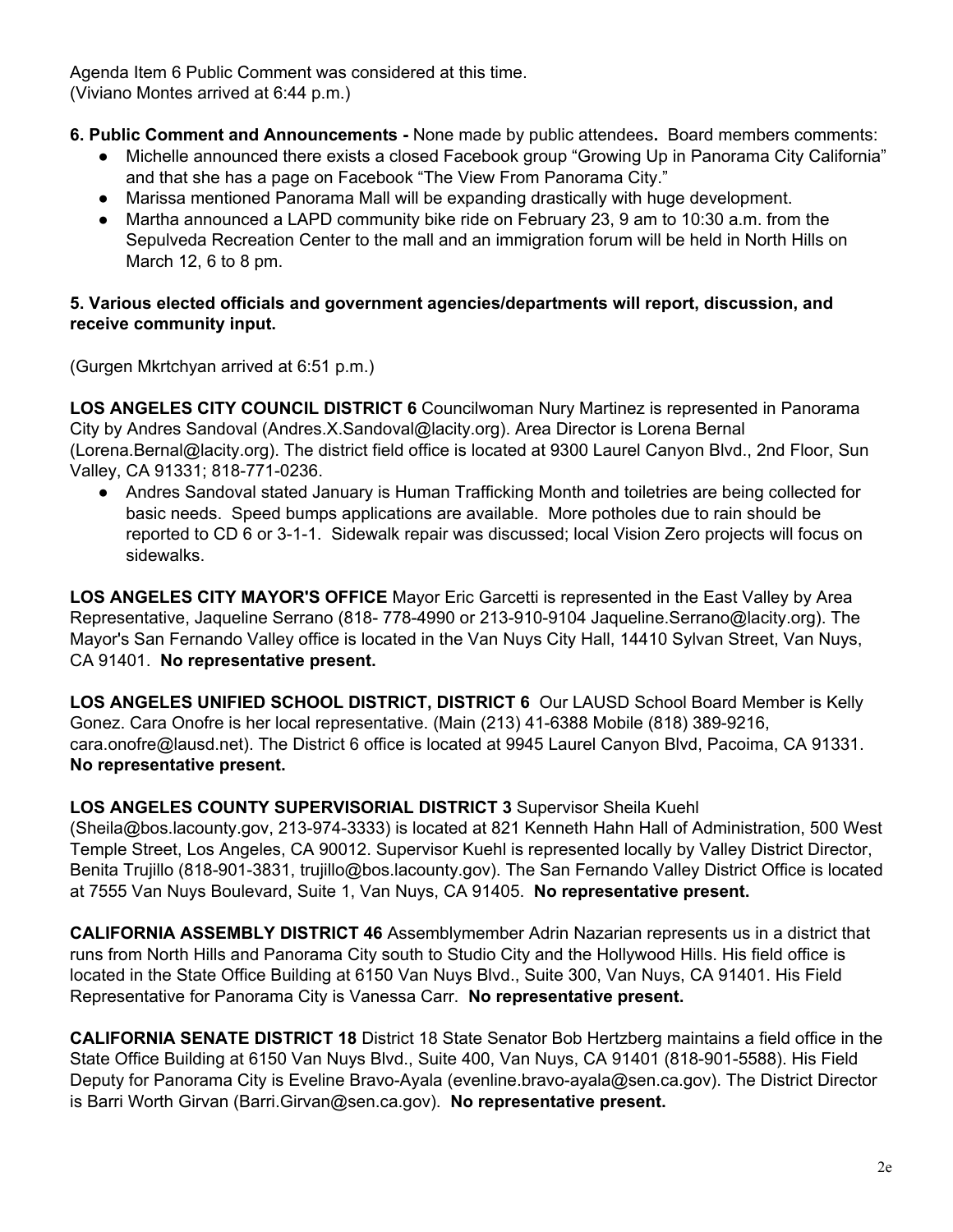Agenda Item 6 Public Comment was considered at this time.
(Viviano Montes arrived at 6:44 p.m.)

**6. Public Comment and Announcements -** None made by public attendees**.** Board members comments:

- Michelle announced there exists a closed Facebook group "Growing Up in Panorama City California" and that she has a page on Facebook "The View From Panorama City."
- Marissa mentioned Panorama Mall will be expanding drastically with huge development.
- Martha announced a LAPD community bike ride on February 23, 9 am to 10:30 a.m. from the Sepulveda Recreation Center to the mall and an immigration forum will be held in North Hills on March 12, 6 to 8 pm.

**5. Various elected officials and government agencies/departments will report, discussion, and receive community input.**

(Gurgen Mkrtchyan arrived at 6:51 p.m.)

**LOS ANGELES CITY COUNCIL DISTRICT 6** Councilwoman Nury Martinez is represented in Panorama City by Andres Sandoval (Andres.X.Sandoval@lacity.org). Area Director is Lorena Bernal (Lorena.Bernal@lacity.org). The district field office is located at 9300 Laurel Canyon Blvd., 2nd Floor, Sun Valley, CA 91331; 818-771-0236.

- Andres Sandoval stated January is Human Trafficking Month and toiletries are being collected for basic needs. Speed bumps applications are available. More potholes due to rain should be reported to CD 6 or 3-1-1. Sidewalk repair was discussed; local Vision Zero projects will focus on sidewalks.

**LOS ANGELES CITY MAYOR'S OFFICE** Mayor Eric Garcetti is represented in the East Valley by Area Representative, Jaqueline Serrano (818- 778-4990 or 213-910-9104 Jaqueline.Serrano@lacity.org). The Mayor's San Fernando Valley office is located in the Van Nuys City Hall, 14410 Sylvan Street, Van Nuys, CA 91401. **No representative present.**

**LOS ANGELES UNIFIED SCHOOL DISTRICT, DISTRICT 6** Our LAUSD School Board Member is Kelly Gonez. Cara Onofre is her local representative. (Main (213) 41-6388 Mobile (818) 389-9216, cara.onofre@lausd.net). The District 6 office is located at 9945 Laurel Canyon Blvd, Pacoima, CA 91331. **No representative present.**

**LOS ANGELES COUNTY SUPERVISORIAL DISTRICT 3** Supervisor Sheila Kuehl (Sheila@bos.lacounty.gov, 213-974-3333) is located at 821 Kenneth Hahn Hall of Administration, 500 West Temple Street, Los Angeles, CA 90012. Supervisor Kuehl is represented locally by Valley District Director, Benita Trujillo (818-901-3831, trujillo@bos.lacounty.gov). The San Fernando Valley District Office is located at 7555 Van Nuys Boulevard, Suite 1, Van Nuys, CA 91405. **No representative present.**

**CALIFORNIA ASSEMBLY DISTRICT 46** Assemblymember Adrin Nazarian represents us in a district that runs from North Hills and Panorama City south to Studio City and the Hollywood Hills. His field office is located in the State Office Building at 6150 Van Nuys Blvd., Suite 300, Van Nuys, CA 91401. His Field Representative for Panorama City is Vanessa Carr. **No representative present.**

**CALIFORNIA SENATE DISTRICT 18** District 18 State Senator Bob Hertzberg maintains a field office in the State Office Building at 6150 Van Nuys Blvd., Suite 400, Van Nuys, CA 91401 (818-901-5588). His Field Deputy for Panorama City is Eveline Bravo-Ayala (evenline.bravo-ayala@sen.ca.gov). The District Director is Barri Worth Girvan (Barri.Girvan@sen.ca.gov). **No representative present.**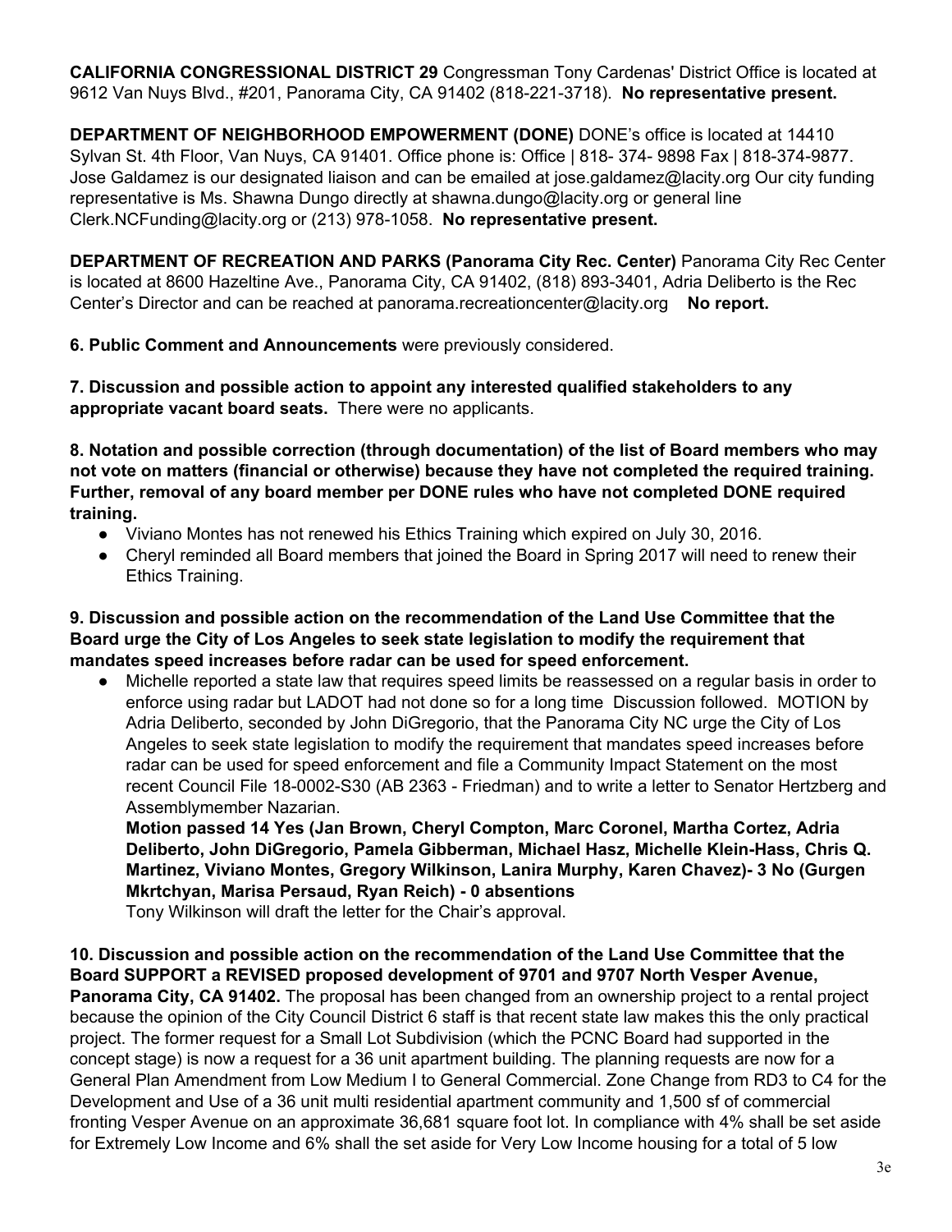**CALIFORNIA CONGRESSIONAL DISTRICT 29** Congressman Tony Cardenas' District Office is located at 9612 Van Nuys Blvd., #201, Panorama City, CA 91402 (818-221-3718). **No representative present.**

**DEPARTMENT OF NEIGHBORHOOD EMPOWERMENT (DONE)** DONE's office is located at 14410 Sylvan St. 4th Floor, Van Nuys, CA 91401. Office phone is: Office | 818- 374- 9898 Fax | 818-374-9877. Jose Galdamez is our designated liaison and can be emailed at jose.galdamez@lacity.org Our city funding representative is Ms. Shawna Dungo directly at shawna.dungo@lacity.org or general line Clerk.NCFunding@lacity.org or (213) 978-1058. **No representative present.**

**DEPARTMENT OF RECREATION AND PARKS (Panorama City Rec. Center)** Panorama City Rec Center is located at 8600 Hazeltine Ave., Panorama City, CA 91402, (818) 893-3401, Adria Deliberto is the Rec Center's Director and can be reached at panorama.recreationcenter@lacity.org **No report.**

**6. Public Comment and Announcements** were previously considered.

**7. Discussion and possible action to appoint any interested qualified stakeholders to any appropriate vacant board seats.** There were no applicants.

**8. Notation and possible correction (through documentation) of the list of Board members who may not vote on matters (financial or otherwise) because they have not completed the required training. Further, removal of any board member per DONE rules who have not completed DONE required training.**

- Viviano Montes has not renewed his Ethics Training which expired on July 30, 2016.
- Cheryl reminded all Board members that joined the Board in Spring 2017 will need to renew their Ethics Training.

**9. Discussion and possible action on the recommendation of the Land Use Committee that the Board urge the City of Los Angeles to seek state legislation to modify the requirement that mandates speed increases before radar can be used for speed enforcement.**

- Michelle reported a state law that requires speed limits be reassessed on a regular basis in order to enforce using radar but LADOT had not done so for a long time Discussion followed. MOTION by Adria Deliberto, seconded by John DiGregorio, that the Panorama City NC urge the City of Los Angeles to seek state legislation to modify the requirement that mandates speed increases before radar can be used for speed enforcement and file a Community Impact Statement on the most recent Council File 18-0002-S30 (AB 2363 - Friedman) and to write a letter to Senator Hertzberg and Assemblymember Nazarian.

  **Motion passed 14 Yes (Jan Brown, Cheryl Compton, Marc Coronel, Martha Cortez, Adria Deliberto, John DiGregorio, Pamela Gibberman, Michael Hasz, Michelle Klein-Hass, Chris Q. Martinez, Viviano Montes, Gregory Wilkinson, Lanira Murphy, Karen Chavez)- 3 No (Gurgen Mkrtchyan, Marisa Persaud, Ryan Reich) - 0 absentions**

  Tony Wilkinson will draft the letter for the Chair's approval.

**10. Discussion and possible action on the recommendation of the Land Use Committee that the Board SUPPORT a REVISED proposed development of 9701 and 9707 North Vesper Avenue, Panorama City, CA 91402.** The proposal has been changed from an ownership project to a rental project because the opinion of the City Council District 6 staff is that recent state law makes this the only practical project. The former request for a Small Lot Subdivision (which the PCNC Board had supported in the concept stage) is now a request for a 36 unit apartment building. The planning requests are now for a General Plan Amendment from Low Medium I to General Commercial. Zone Change from RD3 to C4 for the Development and Use of a 36 unit multi residential apartment community and 1,500 sf of commercial fronting Vesper Avenue on an approximate 36,681 square foot lot. In compliance with 4% shall be set aside for Extremely Low Income and 6% shall the set aside for Very Low Income housing for a total of 5 low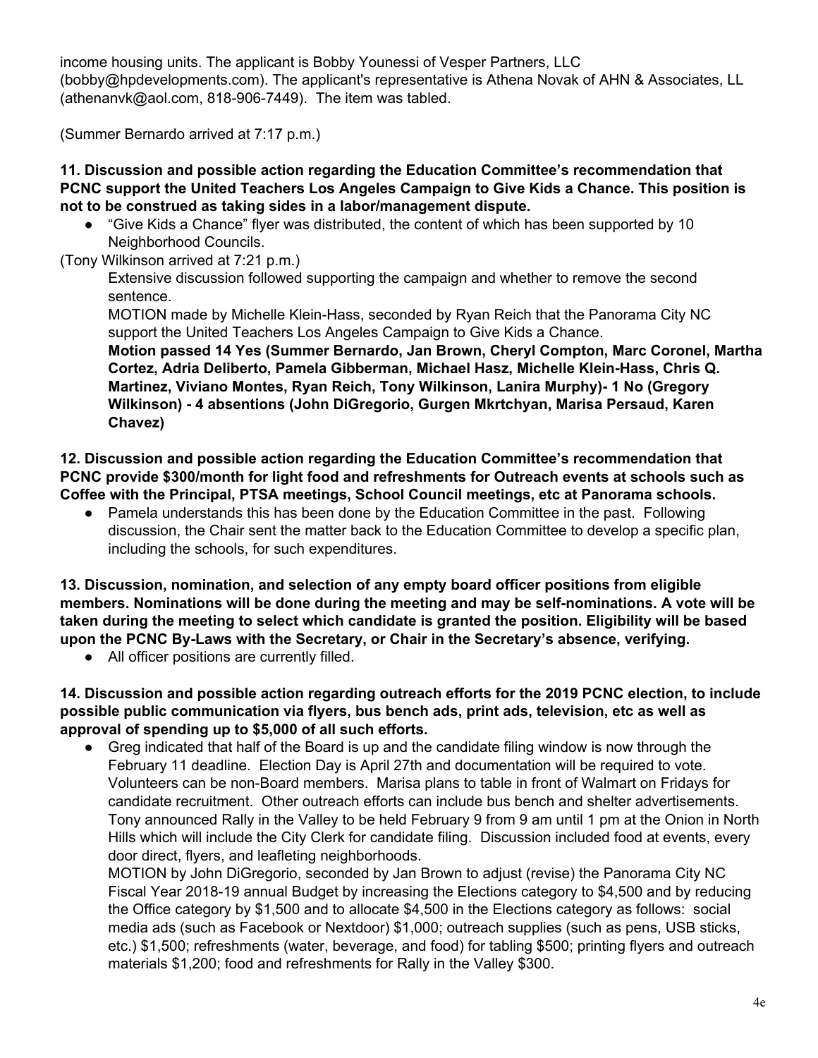income housing units. The applicant is Bobby Younessi of Vesper Partners, LLC (bobby@hpdevelopments.com). The applicant's representative is Athena Novak of AHN & Associates, LL (athenanvk@aol.com, 818-906-7449). The item was tabled.

(Summer Bernardo arrived at 7:17 p.m.)

**11. Discussion and possible action regarding the Education Committee's recommendation that PCNC support the United Teachers Los Angeles Campaign to Give Kids a Chance. This position is not to be construed as taking sides in a labor/management dispute.**

- "Give Kids a Chance" flyer was distributed, the content of which has been supported by 10 Neighborhood Councils.

(Tony Wilkinson arrived at 7:21 p.m.)

Extensive discussion followed supporting the campaign and whether to remove the second sentence.

MOTION made by Michelle Klein-Hass, seconded by Ryan Reich that the Panorama City NC support the United Teachers Los Angeles Campaign to Give Kids a Chance.

**Motion passed 14 Yes (Summer Bernardo, Jan Brown, Cheryl Compton, Marc Coronel, Martha Cortez, Adria Deliberto, Pamela Gibberman, Michael Hasz, Michelle Klein-Hass, Chris Q. Martinez, Viviano Montes, Ryan Reich, Tony Wilkinson, Lanira Murphy)- 1 No (Gregory Wilkinson) - 4 absentions (John DiGregorio, Gurgen Mkrtchyan, Marisa Persaud, Karen Chavez)**

**12. Discussion and possible action regarding the Education Committee's recommendation that PCNC provide $300/month for light food and refreshments for Outreach events at schools such as Coffee with the Principal, PTSA meetings, School Council meetings, etc at Panorama schools.**

- Pamela understands this has been done by the Education Committee in the past. Following discussion, the Chair sent the matter back to the Education Committee to develop a specific plan, including the schools, for such expenditures.

**13. Discussion, nomination, and selection of any empty board officer positions from eligible members. Nominations will be done during the meeting and may be self-nominations. A vote will be taken during the meeting to select which candidate is granted the position. Eligibility will be based upon the PCNC By-Laws with the Secretary, or Chair in the Secretary's absence, verifying.**

- All officer positions are currently filled.

**14. Discussion and possible action regarding outreach efforts for the 2019 PCNC election, to include possible public communication via flyers, bus bench ads, print ads, television, etc as well as approval of spending up to $5,000 of all such efforts.**

- Greg indicated that half of the Board is up and the candidate filing window is now through the February 11 deadline. Election Day is April 27th and documentation will be required to vote. Volunteers can be non-Board members. Marisa plans to table in front of Walmart on Fridays for candidate recruitment. Other outreach efforts can include bus bench and shelter advertisements. Tony announced Rally in the Valley to be held February 9 from 9 am until 1 pm at the Onion in North Hills which will include the City Clerk for candidate filing. Discussion included food at events, every door direct, flyers, and leafleting neighborhoods.

  MOTION by John DiGregorio, seconded by Jan Brown to adjust (revise) the Panorama City NC Fiscal Year 2018-19 annual Budget by increasing the Elections category to $4,500 and by reducing the Office category by $1,500 and to allocate $4,500 in the Elections category as follows: social media ads (such as Facebook or Nextdoor) $1,000; outreach supplies (such as pens, USB sticks, etc.) $1,500; refreshments (water, beverage, and food) for tabling $500; printing flyers and outreach materials $1,200; food and refreshments for Rally in the Valley $300.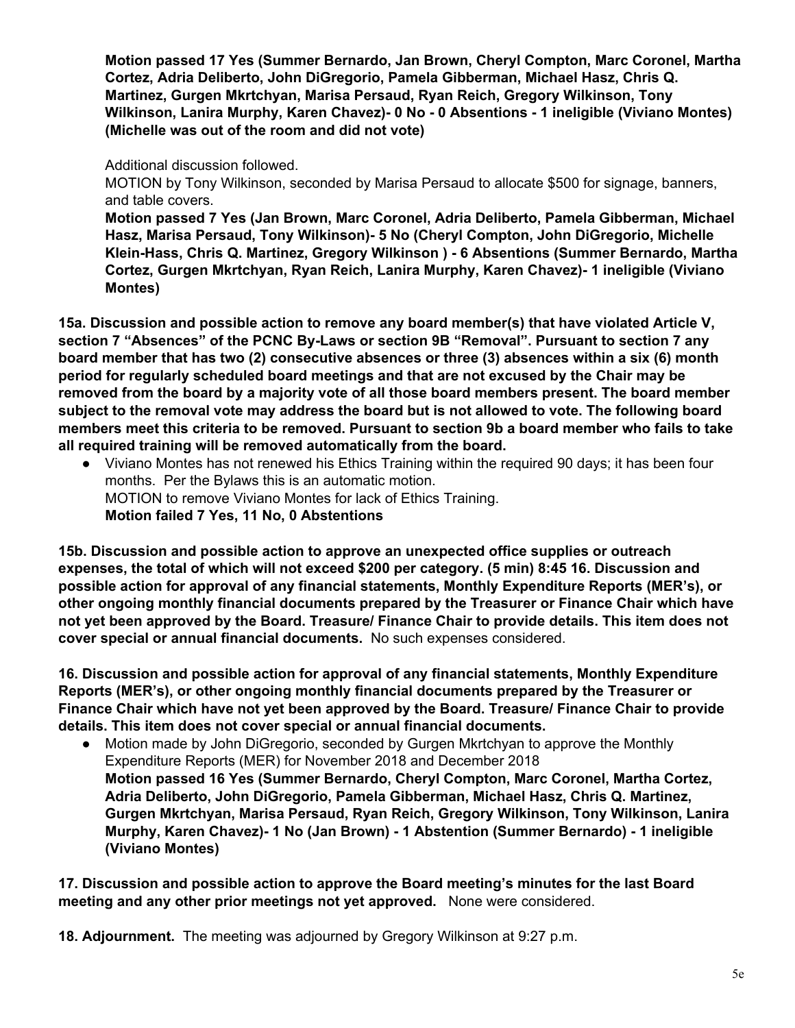**Motion passed 17 Yes (Summer Bernardo, Jan Brown, Cheryl Compton, Marc Coronel, Martha Cortez, Adria Deliberto, John DiGregorio, Pamela Gibberman, Michael Hasz, Chris Q. Martinez, Gurgen Mkrtchyan, Marisa Persaud, Ryan Reich, Gregory Wilkinson, Tony Wilkinson, Lanira Murphy, Karen Chavez)- 0 No - 0 Absentions - 1 ineligible (Viviano Montes) (Michelle was out of the room and did not vote)**

Additional discussion followed.

MOTION by Tony Wilkinson, seconded by Marisa Persaud to allocate $500 for signage, banners, and table covers.

**Motion passed 7 Yes (Jan Brown, Marc Coronel, Adria Deliberto, Pamela Gibberman, Michael Hasz, Marisa Persaud, Tony Wilkinson)- 5 No (Cheryl Compton, John DiGregorio, Michelle Klein-Hass, Chris Q. Martinez, Gregory Wilkinson ) - 6 Absentions (Summer Bernardo, Martha Cortez, Gurgen Mkrtchyan, Ryan Reich, Lanira Murphy, Karen Chavez)- 1 ineligible (Viviano Montes)**

**15a. Discussion and possible action to remove any board member(s) that have violated Article V, section 7 "Absences" of the PCNC By-Laws or section 9B "Removal". Pursuant to section 7 any board member that has two (2) consecutive absences or three (3) absences within a six (6) month period for regularly scheduled board meetings and that are not excused by the Chair may be removed from the board by a majority vote of all those board members present. The board member subject to the removal vote may address the board but is not allowed to vote. The following board members meet this criteria to be removed. Pursuant to section 9b a board member who fails to take all required training will be removed automatically from the board.**

- Viviano Montes has not renewed his Ethics Training within the required 90 days; it has been four months. Per the Bylaws this is an automatic motion.
  MOTION to remove Viviano Montes for lack of Ethics Training.
  **Motion failed 7 Yes, 11 No, 0 Abstentions**

**15b. Discussion and possible action to approve an unexpected office supplies or outreach expenses, the total of which will not exceed $200 per category. (5 min) 8:45 16. Discussion and possible action for approval of any financial statements, Monthly Expenditure Reports (MER's), or other ongoing monthly financial documents prepared by the Treasurer or Finance Chair which have not yet been approved by the Board. Treasure/ Finance Chair to provide details. This item does not cover special or annual financial documents.** No such expenses considered.

**16. Discussion and possible action for approval of any financial statements, Monthly Expenditure Reports (MER's), or other ongoing monthly financial documents prepared by the Treasurer or Finance Chair which have not yet been approved by the Board. Treasure/ Finance Chair to provide details. This item does not cover special or annual financial documents.**

- Motion made by John DiGregorio, seconded by Gurgen Mkrtchyan to approve the Monthly Expenditure Reports (MER) for November 2018 and December 2018
  **Motion passed 16 Yes (Summer Bernardo, Cheryl Compton, Marc Coronel, Martha Cortez, Adria Deliberto, John DiGregorio, Pamela Gibberman, Michael Hasz, Chris Q. Martinez, Gurgen Mkrtchyan, Marisa Persaud, Ryan Reich, Gregory Wilkinson, Tony Wilkinson, Lanira Murphy, Karen Chavez)- 1 No (Jan Brown) - 1 Abstention (Summer Bernardo) - 1 ineligible (Viviano Montes)**

**17. Discussion and possible action to approve the Board meeting's minutes for the last Board meeting and any other prior meetings not yet approved.** None were considered.

**18. Adjournment.** The meeting was adjourned by Gregory Wilkinson at 9:27 p.m.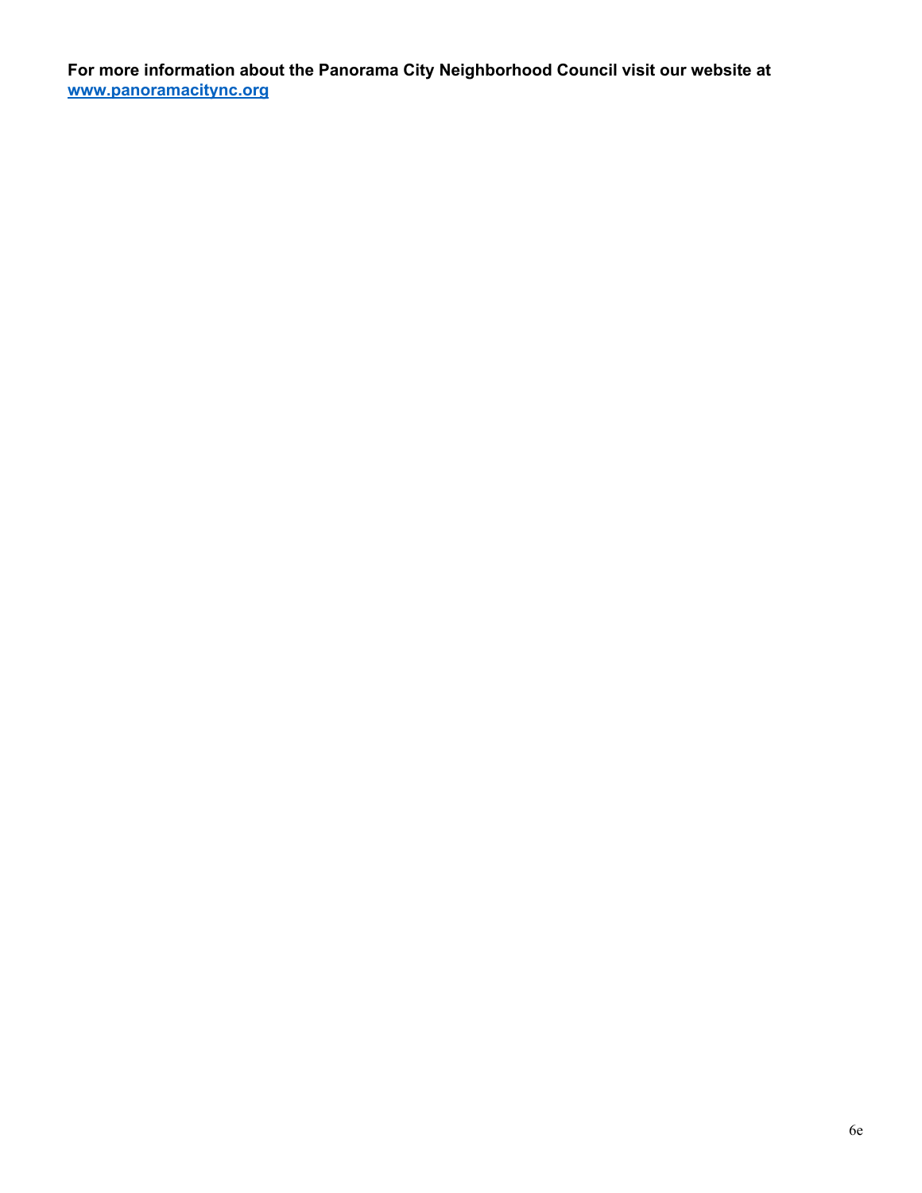**For more information about the Panorama City Neighborhood Council visit our website at [www.panoramacitync.org](http://www.panoramacitync.org)**